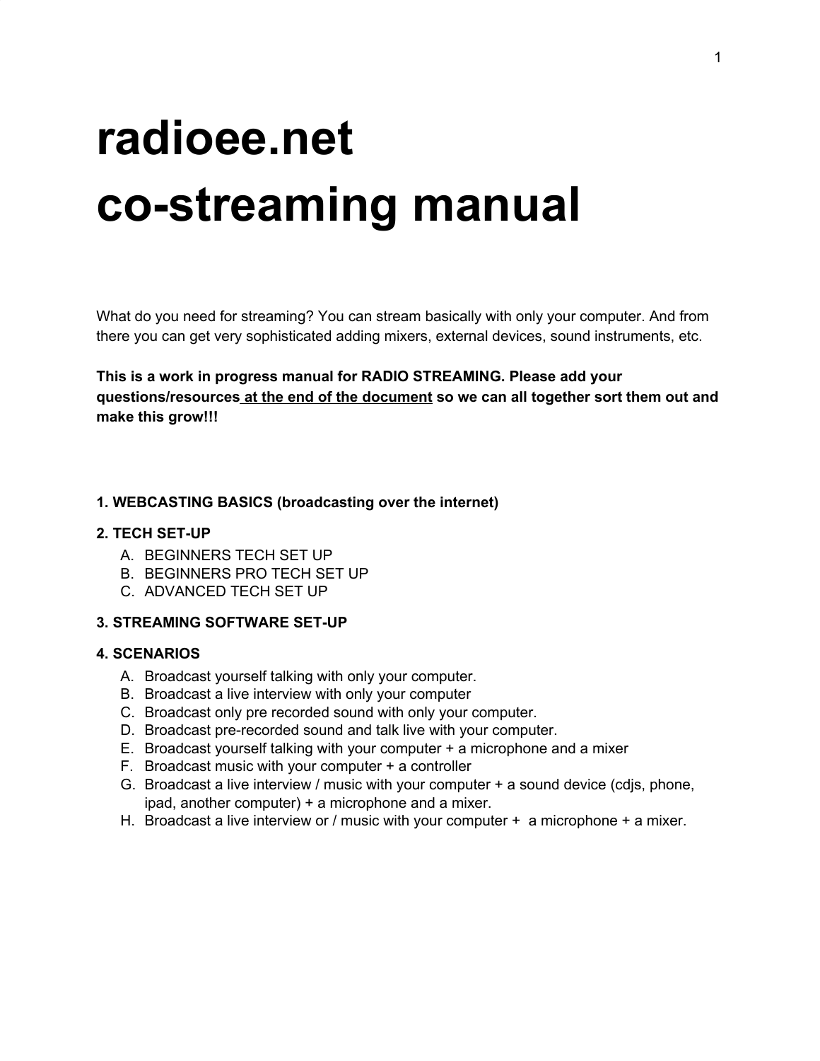# radioee.net co-streaming manual

What do you need for streaming? You can stream basically with only your computer. And from there you can get very sophisticated adding mixers, external devices, sound instruments, etc.

**This is a work in progress manual for RADIO STREAMING. Please add your questions/resources <u>at the end of the document</u> so we can all together sort them out and make this grow!!!**

**1. WEBCASTING BASICS (broadcasting over the internet)**

**2. TECH SET-UP**

A. BEGINNERS TECH SET UP
B. BEGINNERS PRO TECH SET UP
C. ADVANCED TECH SET UP

**3. STREAMING SOFTWARE SET-UP**

**4. SCENARIOS**

A. Broadcast yourself talking with only your computer.
B. Broadcast a live interview with only your computer
C. Broadcast only pre recorded sound with only your computer.
D. Broadcast pre-recorded sound and talk live with your computer.
E. Broadcast yourself talking with your computer + a microphone and a mixer
F. Broadcast music with your computer + a controller
G. Broadcast a live interview / music with your computer + a sound device (cdjs, phone, ipad, another computer) + a microphone and a mixer.
H. Broadcast a live interview or / music with your computer + a microphone + a mixer.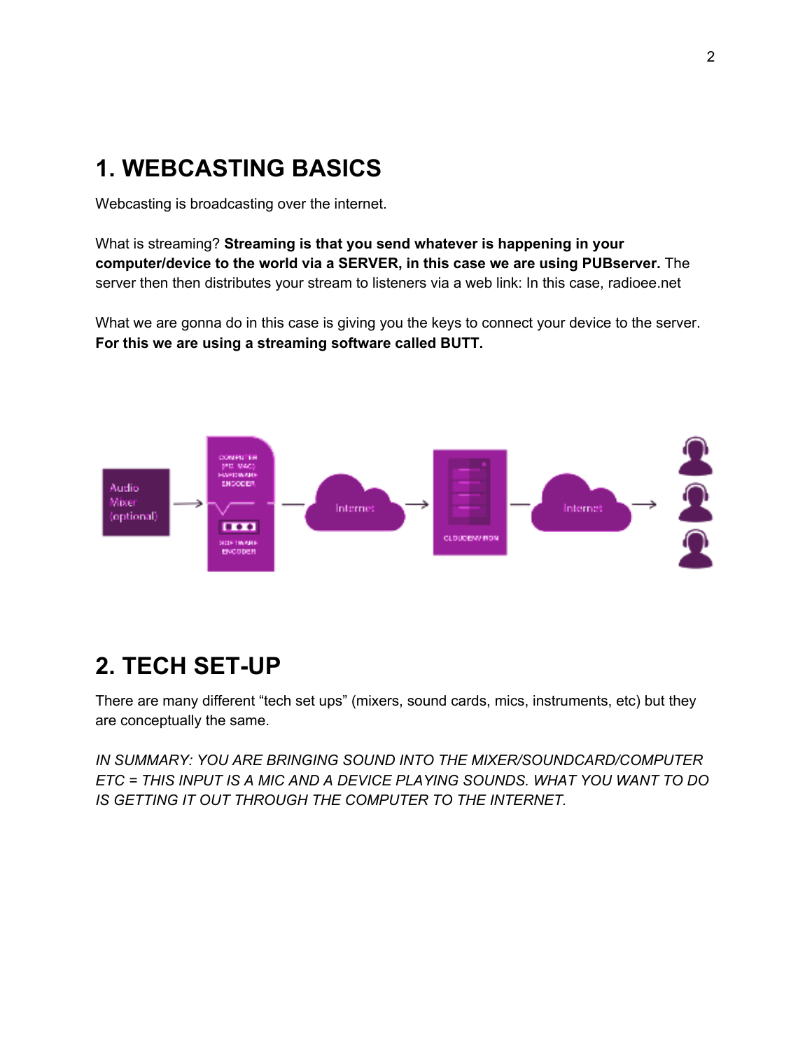# 1. WEBCASTING BASICS

Webcasting is broadcasting over the internet.

What is streaming? **Streaming is that you send whatever is happening in your computer/device to the world via a SERVER, in this case we are using PUBserver.** The server then then distributes your stream to listeners via a web link: In this case, radioee.net

What we are gonna do in this case is giving you the keys to connect your device to the server. **For this we are using a streaming software called BUTT.**

# 2. TECH SET-UP

There are many different "tech set ups" (mixers, sound cards, mics, instruments, etc) but they are conceptually the same.

*IN SUMMARY: YOU ARE BRINGING SOUND INTO THE MIXER/SOUNDCARD/COMPUTER ETC = THIS INPUT IS A MIC AND A DEVICE PLAYING SOUNDS. WHAT YOU WANT TO DO IS GETTING IT OUT THROUGH THE COMPUTER TO THE INTERNET.*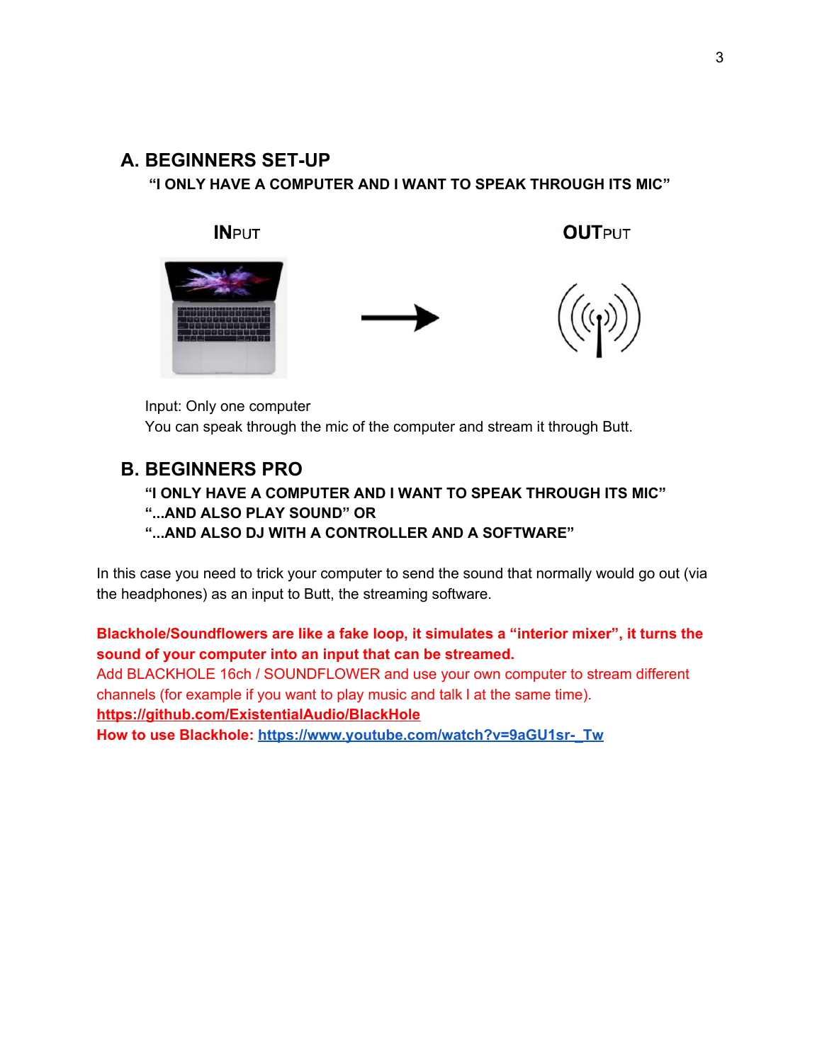## A. BEGINNERS SET-UP

**"I ONLY HAVE A COMPUTER AND I WANT TO SPEAK THROUGH ITS MIC"**

**IN**PUT **OUT**PUT

Input: Only one computer
You can speak through the mic of the computer and stream it through Butt.

## B. BEGINNERS PRO

**"I ONLY HAVE A COMPUTER AND I WANT TO SPEAK THROUGH ITS MIC"**
**"...AND ALSO PLAY SOUND" OR**
**"...AND ALSO DJ WITH A CONTROLLER AND A SOFTWARE"**

In this case you need to trick your computer to send the sound that normally would go out (via the headphones) as an input to Butt, the streaming software.

**Blackhole/Soundflowers are like a fake loop, it simulates a "interior mixer", it turns the sound of your computer into an input that can be streamed.**
Add BLACKHOLE 16ch / SOUNDFLOWER and use your own computer to stream different channels (for example if you want to play music and talk I at the same time).
**https://github.com/ExistentialAudio/BlackHole**
**How to use Blackhole: https://www.youtube.com/watch?v=9aGU1sr-_Tw**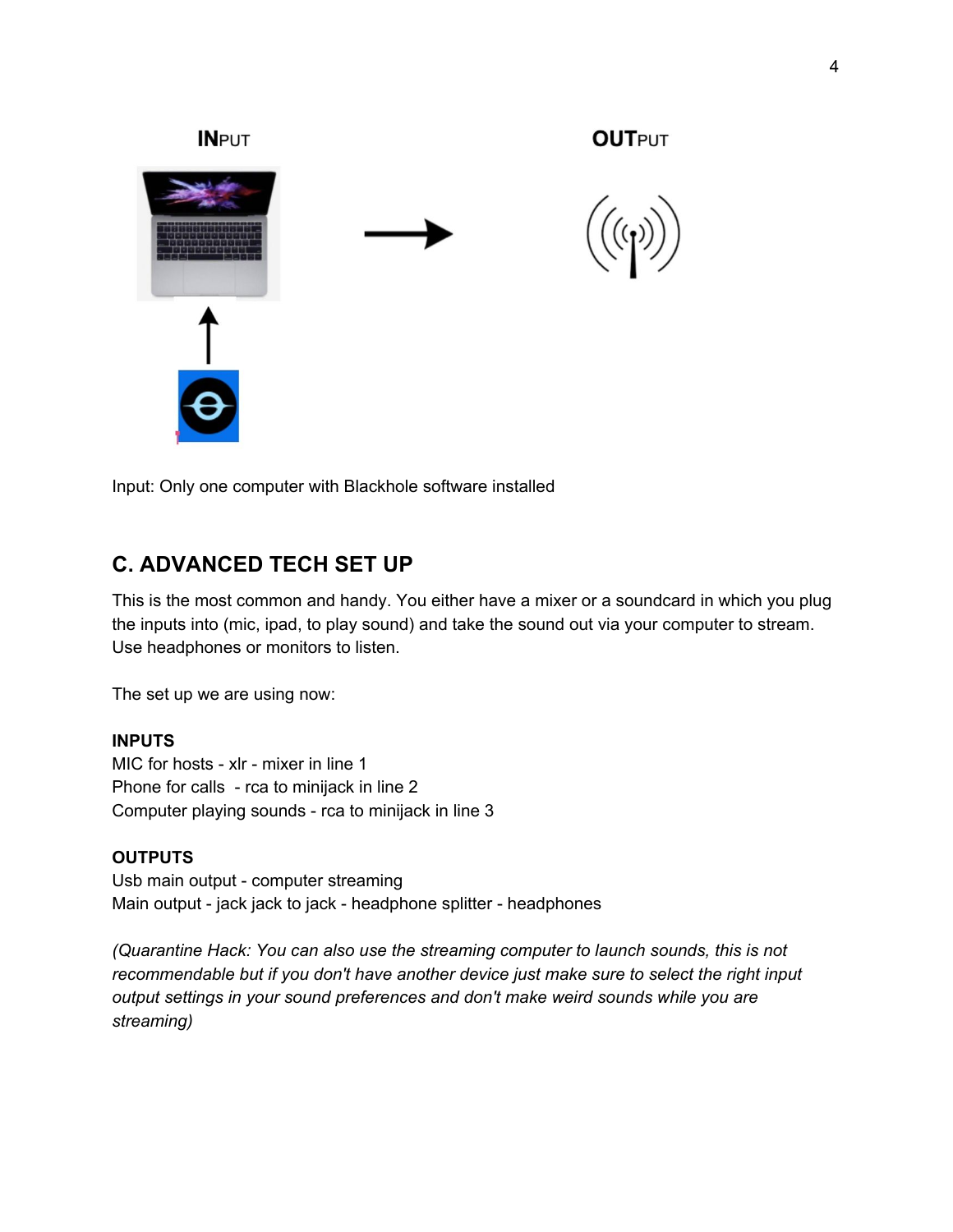INPUT

OUTPUT

Input: Only one computer with Blackhole software installed

## C. ADVANCED TECH SET UP

This is the most common and handy. You either have a mixer or a soundcard in which you plug the inputs into (mic, ipad, to play sound) and take the sound out via your computer to stream. Use headphones or monitors to listen.

The set up we are using now:

**INPUTS**
MIC for hosts - xlr - mixer in line 1
Phone for calls - rca to minijack in line 2
Computer playing sounds - rca to minijack in line 3

**OUTPUTS**
Usb main output - computer streaming
Main output - jack jack to jack - headphone splitter - headphones

*(Quarantine Hack: You can also use the streaming computer to launch sounds, this is not recommendable but if you don't have another device just make sure to select the right input output settings in your sound preferences and don't make weird sounds while you are streaming)*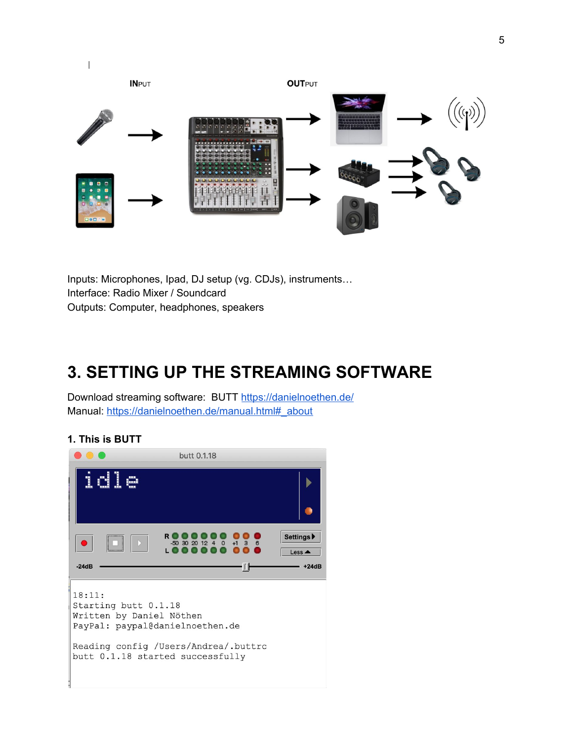INPUT

OUTPUT

Inputs: Microphones, Ipad, DJ setup (vg. CDJs), instruments…
Interface: Radio Mixer / Soundcard
Outputs: Computer, headphones, speakers

# 3. SETTING UP THE STREAMING SOFTWARE

Download streaming software: BUTT https://danielnoethen.de/
Manual: https://danielnoethen.de/manual.html#_about

### 1. This is BUTT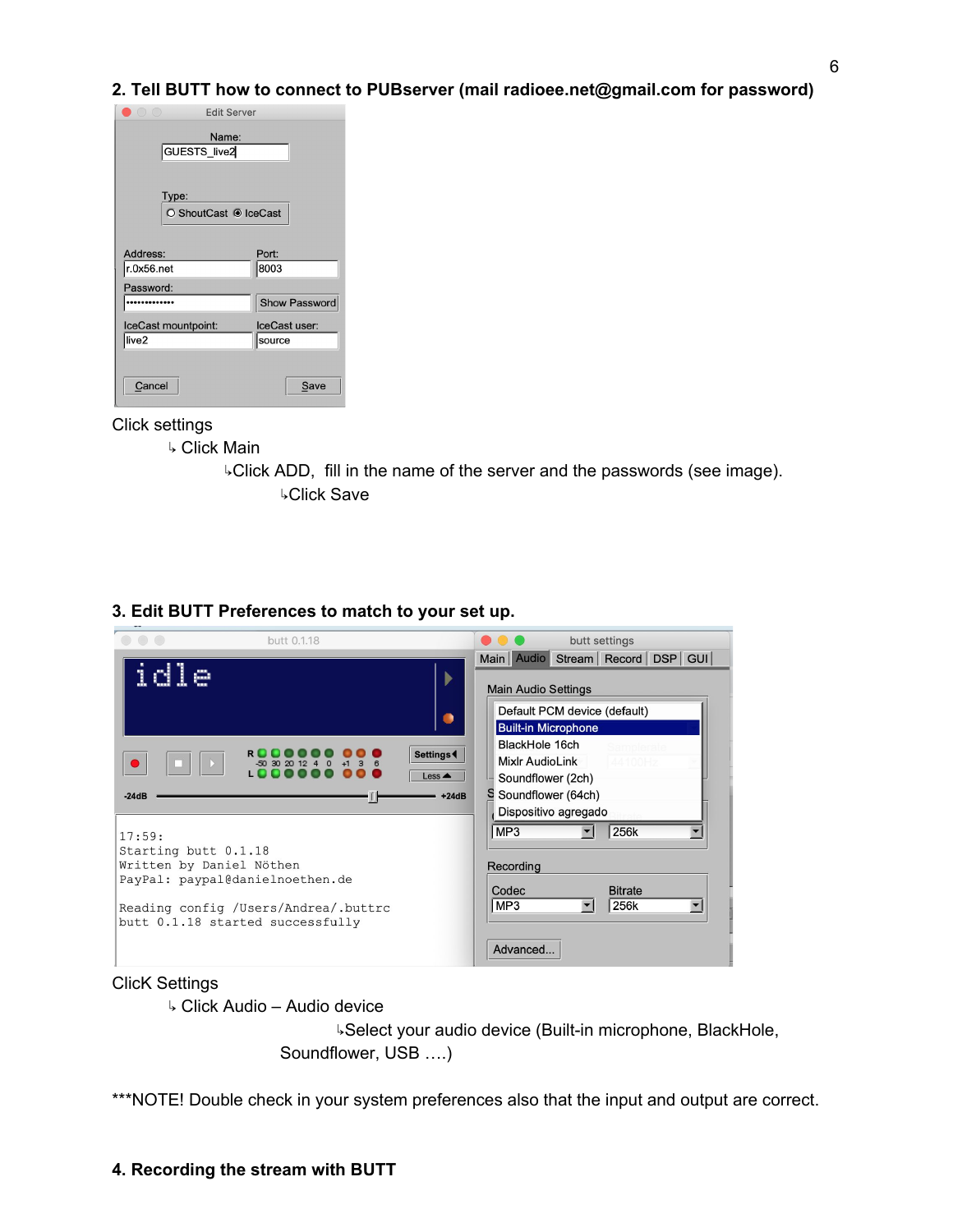## 2. Tell BUTT how to connect to PUBserver (mail radioee.net@gmail.com for password)

Click settings

↳ Click Main

↳Click ADD, fill in the name of the server and the passwords (see image).

↳Click Save

## 3. Edit BUTT Preferences to match to your set up.

ClicK Settings

↳ Click Audio – Audio device

↳Select your audio device (Built-in microphone, BlackHole, Soundflower, USB ….)

***NOTE! Double check in your system preferences also that the input and output are correct.

## 4. Recording the stream with BUTT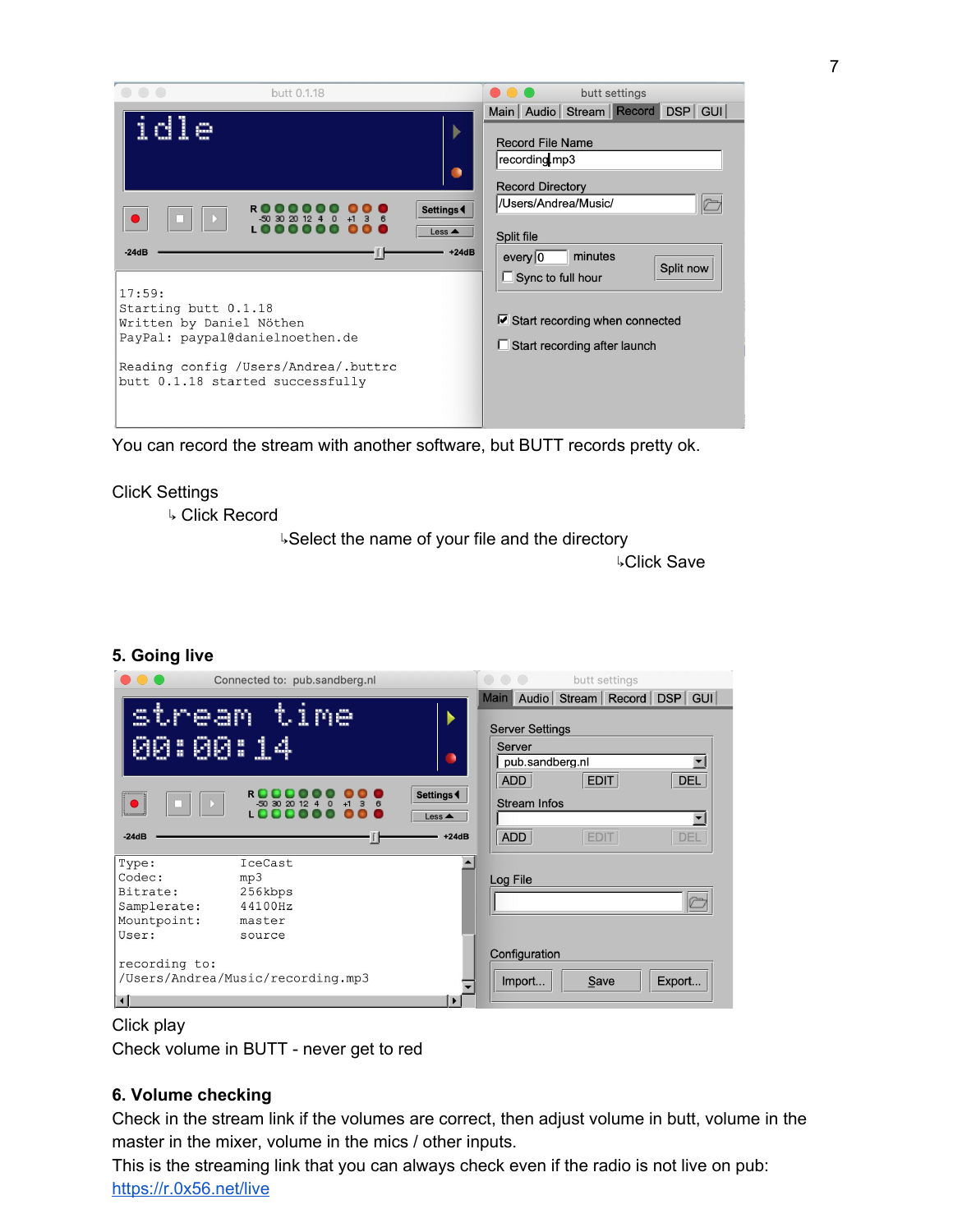You can record the stream with another software, but BUTT records pretty ok.

ClicK Settings

↳ Click Record

↳Select the name of your file and the directory

↳Click Save

### 5. Going live

Click play

Check volume in BUTT - never get to red

### 6. Volume checking

Check in the stream link if the volumes are correct, then adjust volume in butt, volume in the master in the mixer, volume in the mics / other inputs.

This is the streaming link that you can always check even if the radio is not live on pub:

https://r.0x56.net/live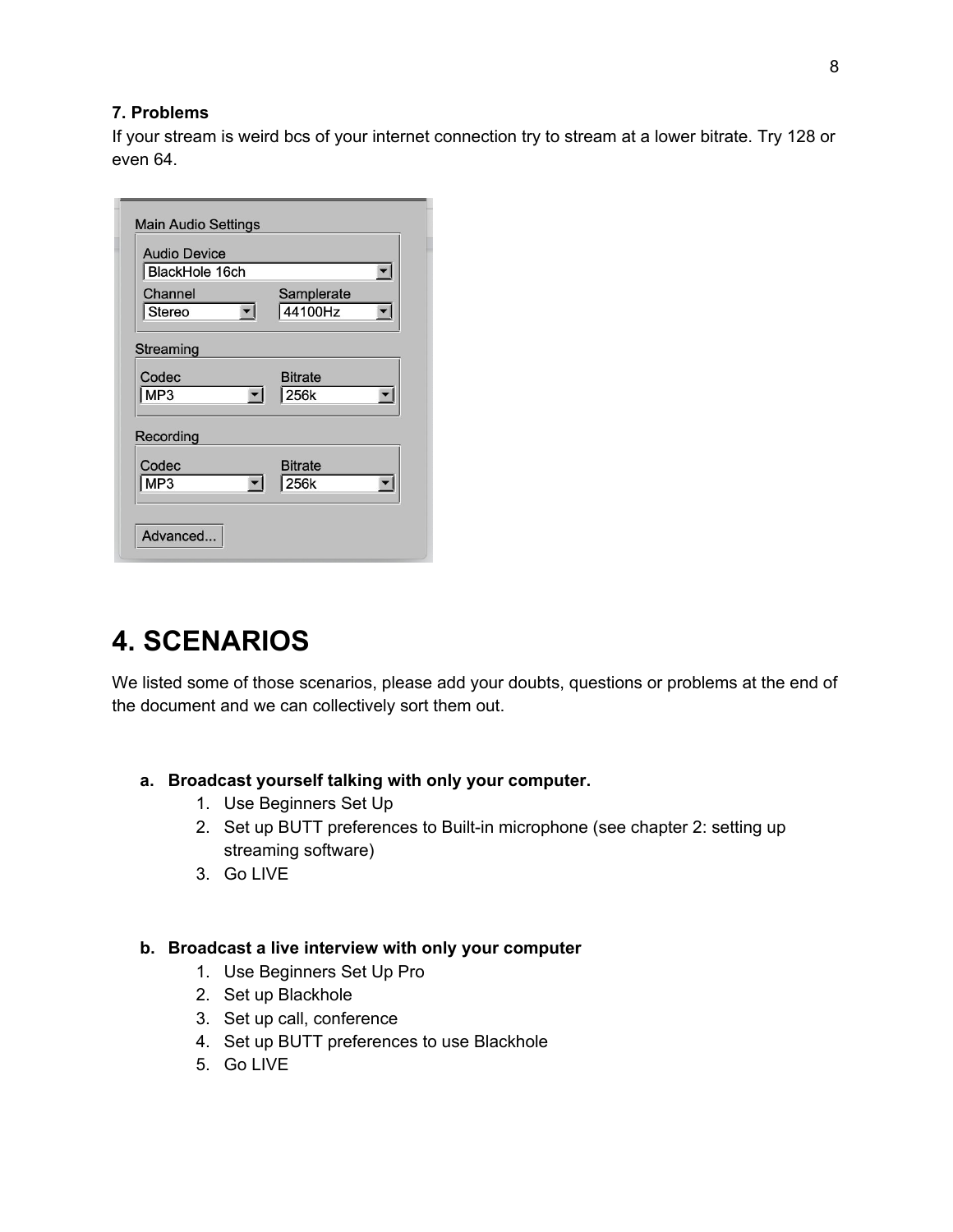**7. Problems**

If your stream is weird bcs of your internet connection try to stream at a lower bitrate. Try 128 or even 64.

# 4. SCENARIOS

We listed some of those scenarios, please add your doubts, questions or problems at the end of the document and we can collectively sort them out.

a. **Broadcast yourself talking with only your computer.**
   1. Use Beginners Set Up
   2. Set up BUTT preferences to Built-in microphone (see chapter 2: setting up streaming software)
   3. Go LIVE

b. **Broadcast a live interview with only your computer**
   1. Use Beginners Set Up Pro
   2. Set up Blackhole
   3. Set up call, conference
   4. Set up BUTT preferences to use Blackhole
   5. Go LIVE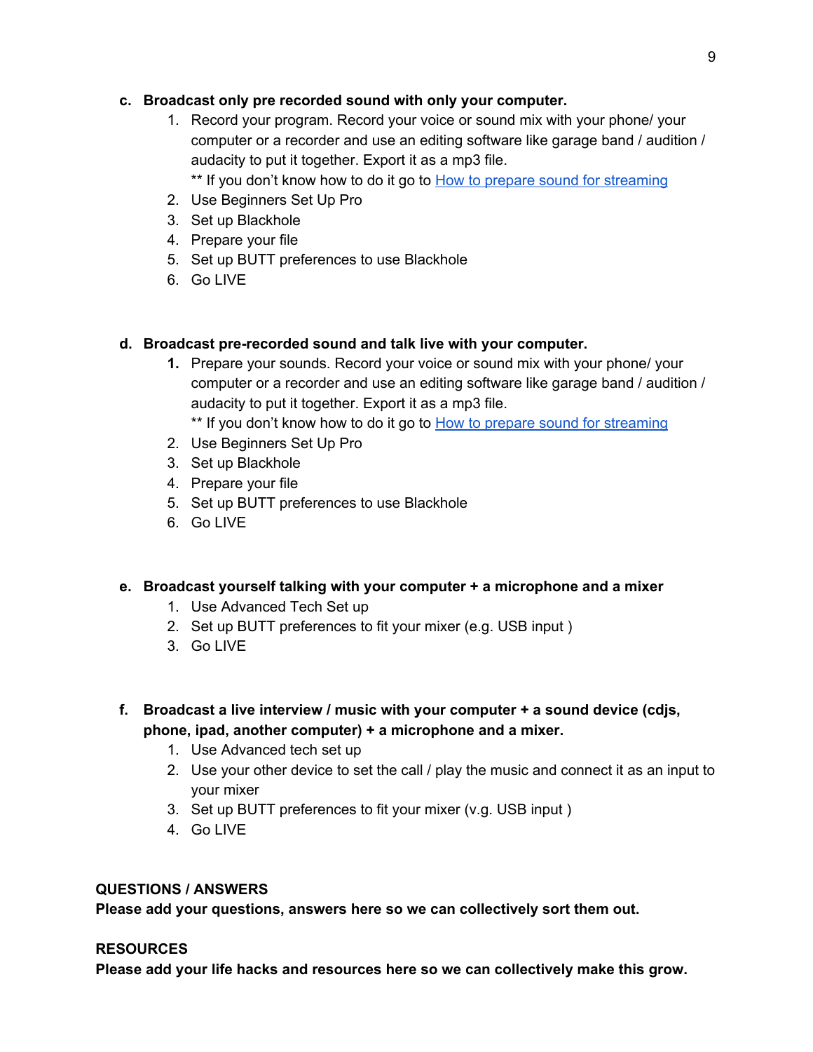**c. Broadcast only pre recorded sound with only your computer.**

1. Record your program. Record your voice or sound mix with your phone/ your computer or a recorder and use an editing software like garage band / audition / audacity to put it together. Export it as a mp3 file.
   ** If you don't know how to do it go to [How to prepare sound for streaming]
2. Use Beginners Set Up Pro
3. Set up Blackhole
4. Prepare your file
5. Set up BUTT preferences to use Blackhole
6. Go LIVE

**d. Broadcast pre-recorded sound and talk live with your computer.**

1. Prepare your sounds. Record your voice or sound mix with your phone/ your computer or a recorder and use an editing software like garage band / audition / audacity to put it together. Export it as a mp3 file.
   ** If you don't know how to do it go to [How to prepare sound for streaming]
2. Use Beginners Set Up Pro
3. Set up Blackhole
4. Prepare your file
5. Set up BUTT preferences to use Blackhole
6. Go LIVE

**e. Broadcast yourself talking with your computer + a microphone and a mixer**

1. Use Advanced Tech Set up
2. Set up BUTT preferences to fit your mixer (e.g. USB input )
3. Go LIVE

**f. Broadcast a live interview / music with your computer + a sound device (cdjs, phone, ipad, another computer) + a microphone and a mixer.**

1. Use Advanced tech set up
2. Use your other device to set the call / play the music and connect it as an input to your mixer
3. Set up BUTT preferences to fit your mixer (v.g. USB input )
4. Go LIVE

**QUESTIONS / ANSWERS**
**Please add your questions, answers here so we can collectively sort them out.**

**RESOURCES**
**Please add your life hacks and resources here so we can collectively make this grow.**